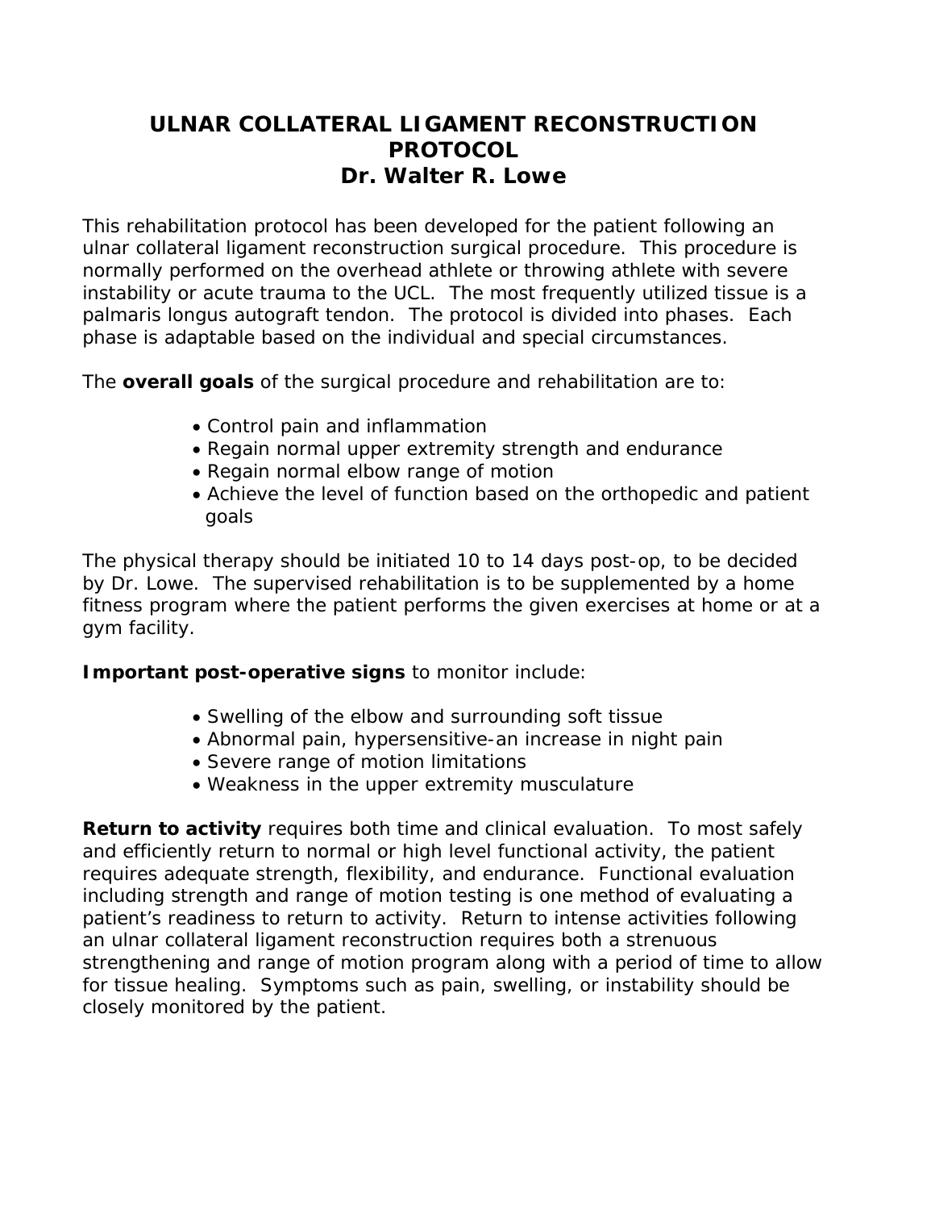# ULNAR COLLATERAL LIGAMENT RECONSTRUCTION PROTOCOL
## Dr. Walter R. Lowe

This rehabilitation protocol has been developed for the patient following an ulnar collateral ligament reconstruction surgical procedure. This procedure is normally performed on the overhead athlete or throwing athlete with severe instability or acute trauma to the UCL. The most frequently utilized tissue is a palmaris longus autograft tendon. The protocol is divided into phases. Each phase is adaptable based on the individual and special circumstances.

The **overall goals** of the surgical procedure and rehabilitation are to:

- Control pain and inflammation
- Regain normal upper extremity strength and endurance
- Regain normal elbow range of motion
- Achieve the level of function based on the orthopedic and patient goals

The physical therapy should be initiated 10 to 14 days post-op, to be decided by Dr. Lowe. The supervised rehabilitation is to be supplemented by a home fitness program where the patient performs the given exercises at home or at a gym facility.

**Important post-operative signs** to monitor include:

- Swelling of the elbow and surrounding soft tissue
- Abnormal pain, hypersensitive-an increase in night pain
- Severe range of motion limitations
- Weakness in the upper extremity musculature

**Return to activity** requires both time and clinical evaluation. To most safely and efficiently return to normal or high level functional activity, the patient requires adequate strength, flexibility, and endurance. Functional evaluation including strength and range of motion testing is one method of evaluating a patient's readiness to return to activity. Return to intense activities following an ulnar collateral ligament reconstruction requires both a strenuous strengthening and range of motion program along with a period of time to allow for tissue healing. Symptoms such as pain, swelling, or instability should be closely monitored by the patient.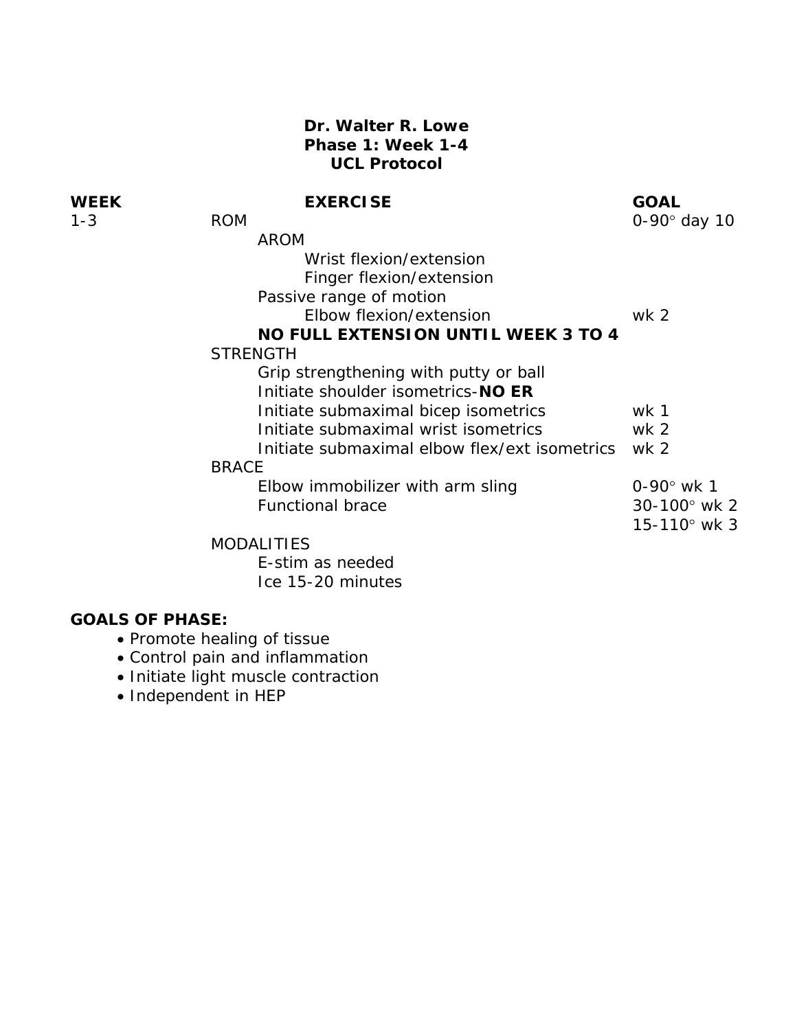**Dr. Walter R. Lowe**
**Phase 1: Week 1-4**
**UCL Protocol**

| WEEK | EXERCISE | GOAL |
| --- | --- | --- |
| 1-3 | ROM | 0-90° day 10 |
| | AROM | |
| | Wrist flexion/extension | |
| | Finger flexion/extension | |
| | Passive range of motion | |
| | Elbow flexion/extension | wk 2 |
| | **NO FULL EXTENSION UNTIL WEEK 3 TO 4** | |
| | STRENGTH | |
| | Grip strengthening with putty or ball | |
| | Initiate shoulder isometrics-**NO ER** | |
| | Initiate submaximal bicep isometrics | wk 1 |
| | Initiate submaximal wrist isometrics | wk 2 |
| | Initiate submaximal elbow flex/ext isometrics | wk 2 |
| | BRACE | |
| | Elbow immobilizer with arm sling | 0-90° wk 1 |
| | Functional brace | 30-100° wk 2<br>15-110° wk 3 |
| | MODALITIES | |
| | E-stim as needed | |
| | Ice 15-20 minutes | |

**GOALS OF PHASE:**

- Promote healing of tissue
- Control pain and inflammation
- Initiate light muscle contraction
- Independent in HEP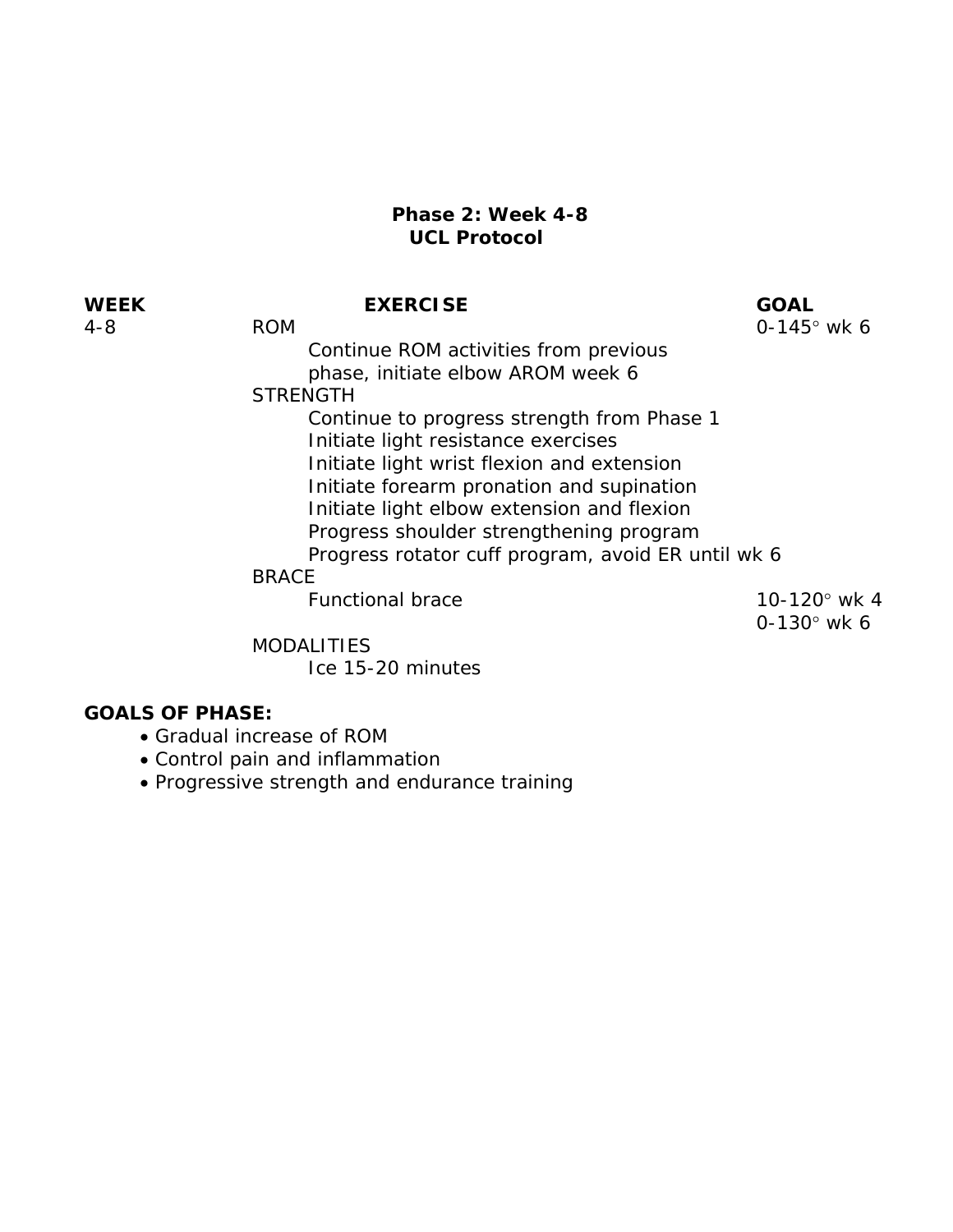## Phase 2: Week 4-8
## UCL Protocol

| WEEK | EXERCISE | GOAL |
| --- | --- | --- |
| 4-8 | ROM | 0-145° wk 6 |
| | Continue ROM activities from previous phase, initiate elbow AROM week 6 | |
| | STRENGTH | |
| | Continue to progress strength from Phase 1 | |
| | Initiate light resistance exercises | |
| | Initiate light wrist flexion and extension | |
| | Initiate forearm pronation and supination | |
| | Initiate light elbow extension and flexion | |
| | Progress shoulder strengthening program | |
| | Progress rotator cuff program, avoid ER until wk 6 | |
| | BRACE | |
| | Functional brace | 10-120° wk 4<br>0-130° wk 6 |
| | MODALITIES | |
| | Ice 15-20 minutes | |

**GOALS OF PHASE:**

- Gradual increase of ROM
- Control pain and inflammation
- Progressive strength and endurance training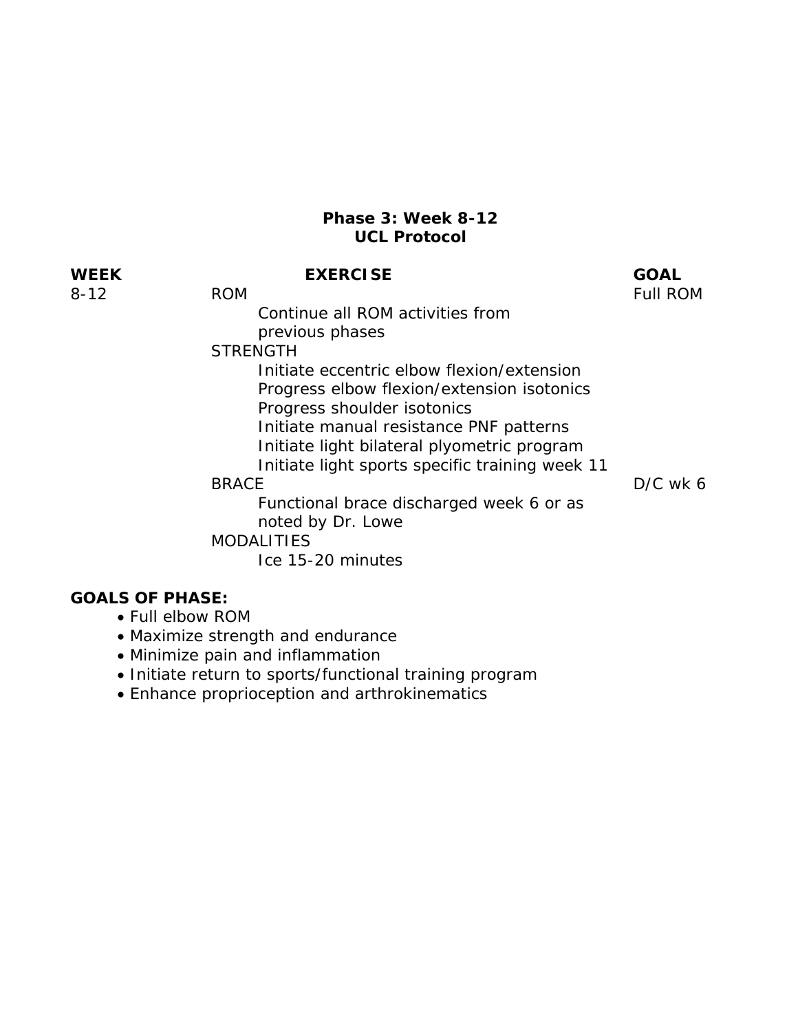## Phase 3: Week 8-12
## UCL Protocol

| WEEK | EXERCISE | GOAL |
|---|---|---|
| 8-12 | ROM | Full ROM |
| | Continue all ROM activities from previous phases | |
| | STRENGTH | |
| | Initiate eccentric elbow flexion/extension | |
| | Progress elbow flexion/extension isotonics | |
| | Progress shoulder isotonics | |
| | Initiate manual resistance PNF patterns | |
| | Initiate light bilateral plyometric program | |
| | Initiate light sports specific training week 11 | |
| | BRACE | D/C wk 6 |
| | Functional brace discharged week 6 or as noted by Dr. Lowe | |
| | MODALITIES | |
| | Ice 15-20 minutes | |

**GOALS OF PHASE:**

- Full elbow ROM
- Maximize strength and endurance
- Minimize pain and inflammation
- Initiate return to sports/functional training program
- Enhance proprioception and arthrokinematics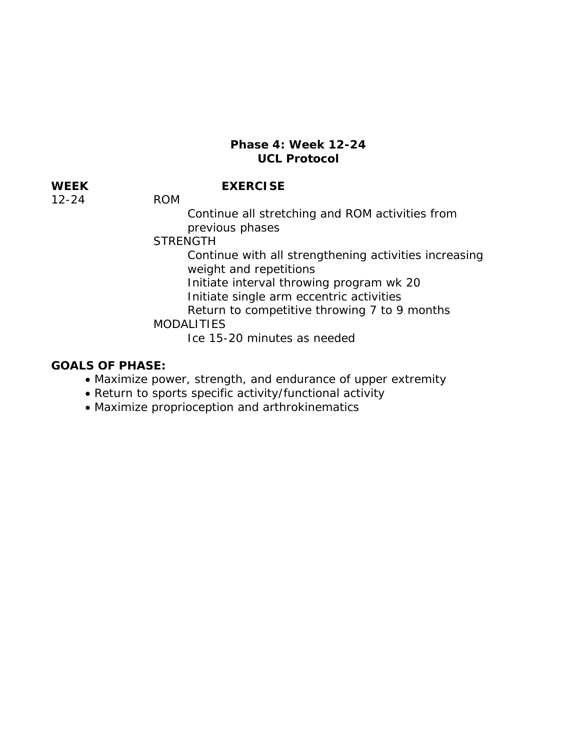## Phase 4: Week 12-24
## UCL Protocol

| WEEK | EXERCISE |
|---|---|
| 12-24 | ROM |
| | Continue all stretching and ROM activities from previous phases |
| | STRENGTH |
| | Continue with all strengthening activities increasing weight and repetitions |
| | Initiate interval throwing program wk 20 |
| | Initiate single arm eccentric activities |
| | Return to competitive throwing 7 to 9 months |
| | MODALITIES |
| | Ice 15-20 minutes as needed |

**GOALS OF PHASE:**

- Maximize power, strength, and endurance of upper extremity
- Return to sports specific activity/functional activity
- Maximize proprioception and arthrokinematics